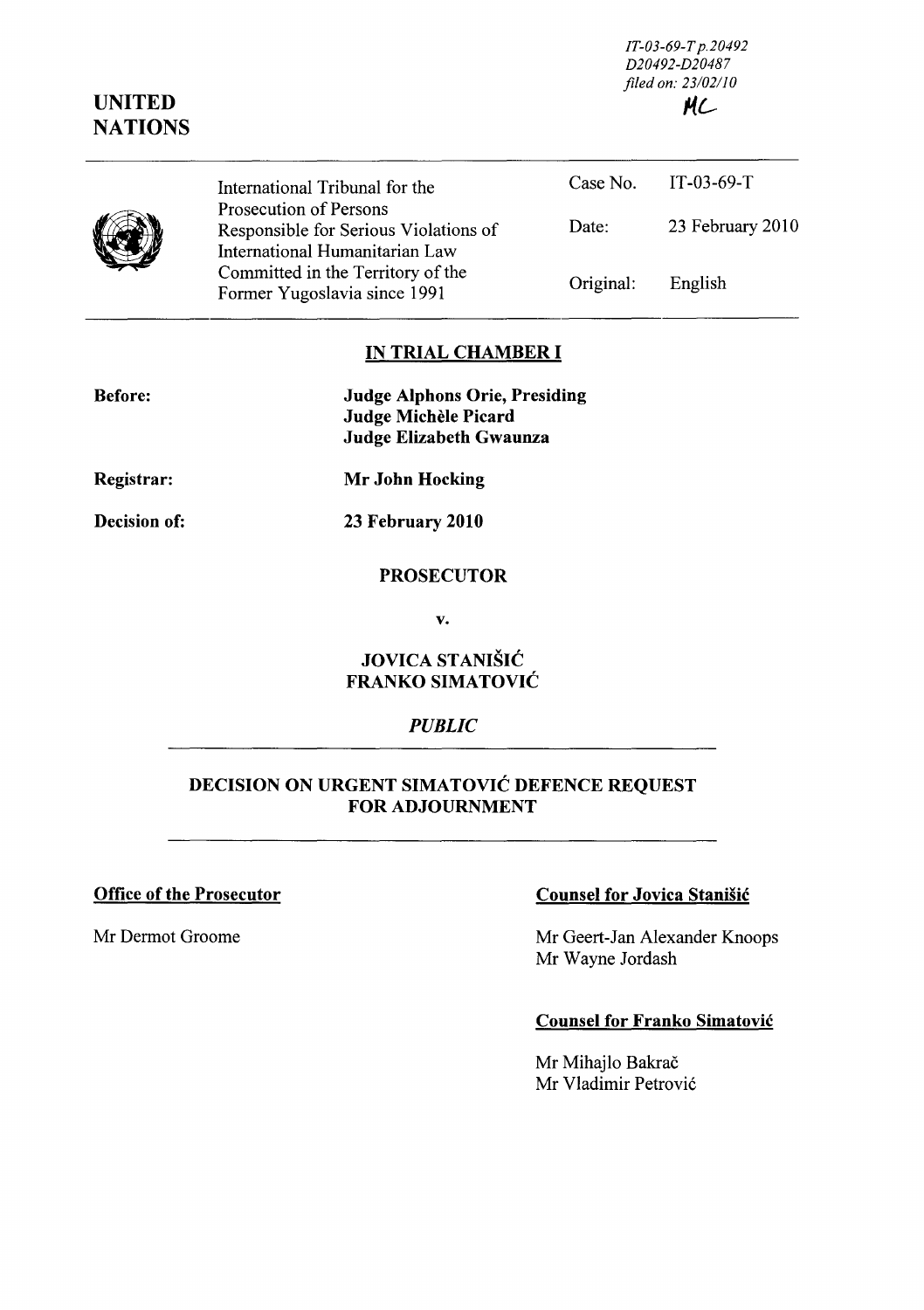IT-03-69-T p.20492
D20492-D20487
filed on: 23/02/10

MC

**UNITED NATIONS**

| International Tribunal for the Prosecution of Persons Responsible for Serious Violations of International Humanitarian Law Committed in the Territory of the Former Yugoslavia since 1991 | Case No. | IT-03-69-T |
|---|---|---|
| | Date: | 23 February 2010 |
| | Original: | English |

## IN TRIAL CHAMBER I

**Before:** **Judge Alphons Orie, Presiding**
**Judge Michèle Picard**
**Judge Elizabeth Gwaunza**

**Registrar:** **Mr John Hocking**

**Decision of:** **23 February 2010**

**PROSECUTOR**

**v.**

**JOVICA STANIŠIĆ**
**FRANKO SIMATOVIĆ**

***PUBLIC***

## DECISION ON URGENT SIMATOVIĆ DEFENCE REQUEST FOR ADJOURNMENT

**Office of the Prosecutor**

Mr Dermot Groome

**Counsel for Jovica Stanišić**

Mr Geert-Jan Alexander Knoops
Mr Wayne Jordash

**Counsel for Franko Simatović**

Mr Mihajlo Bakrač
Mr Vladimir Petrović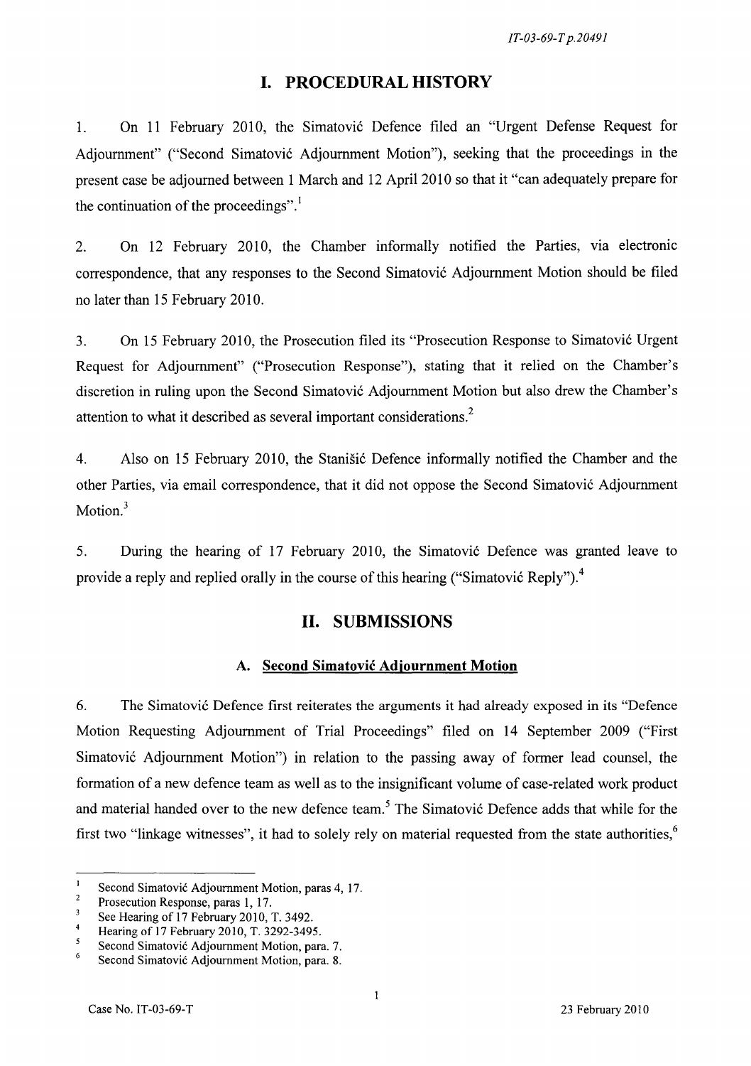# I. PROCEDURAL HISTORY

1. On 11 February 2010, the Simatović Defence filed an "Urgent Defense Request for Adjournment" ("Second Simatović Adjournment Motion"), seeking that the proceedings in the present case be adjourned between 1 March and 12 April 2010 so that it "can adequately prepare for the continuation of the proceedings".[1]

2. On 12 February 2010, the Chamber informally notified the Parties, via electronic correspondence, that any responses to the Second Simatović Adjournment Motion should be filed no later than 15 February 2010.

3. On 15 February 2010, the Prosecution filed its "Prosecution Response to Simatović Urgent Request for Adjournment" ("Prosecution Response"), stating that it relied on the Chamber's discretion in ruling upon the Second Simatović Adjournment Motion but also drew the Chamber's attention to what it described as several important considerations.[2]

4. Also on 15 February 2010, the Stanišić Defence informally notified the Chamber and the other Parties, via email correspondence, that it did not oppose the Second Simatović Adjournment Motion.[3]

5. During the hearing of 17 February 2010, the Simatović Defence was granted leave to provide a reply and replied orally in the course of this hearing ("Simatović Reply").[4]

# II. SUBMISSIONS

## A. Second Simatović Adjournment Motion

6. The Simatović Defence first reiterates the arguments it had already exposed in its "Defence Motion Requesting Adjournment of Trial Proceedings" filed on 14 September 2009 ("First Simatović Adjournment Motion") in relation to the passing away of former lead counsel, the formation of a new defence team as well as to the insignificant volume of case-related work product and material handed over to the new defence team.[5] The Simatović Defence adds that while for the first two "linkage witnesses", it had to solely rely on material requested from the state authorities,[6]

---

[1] Second Simatović Adjournment Motion, paras 4, 17.
[2] Prosecution Response, paras 1, 17.
[3] See Hearing of 17 February 2010, T. 3492.
[4] Hearing of 17 February 2010, T. 3292-3495.
[5] Second Simatović Adjournment Motion, para. 7.
[6] Second Simatović Adjournment Motion, para. 8.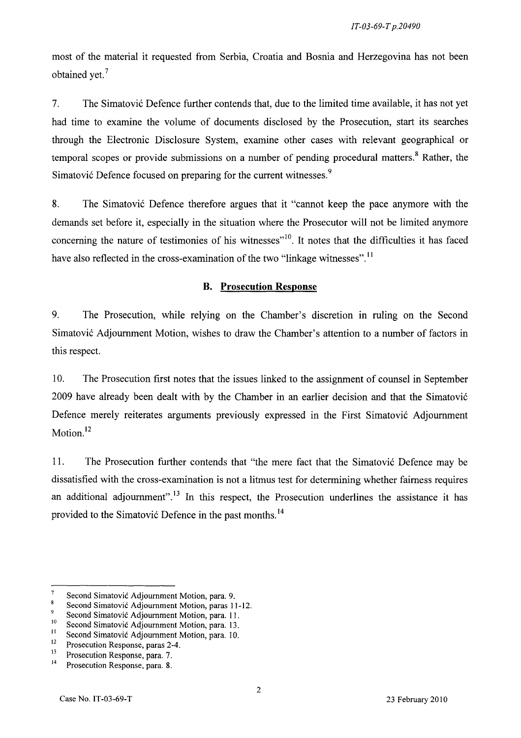most of the material it requested from Serbia, Croatia and Bosnia and Herzegovina has not been obtained yet.[7]

7. The Simatović Defence further contends that, due to the limited time available, it has not yet had time to examine the volume of documents disclosed by the Prosecution, start its searches through the Electronic Disclosure System, examine other cases with relevant geographical or temporal scopes or provide submissions on a number of pending procedural matters.[8] Rather, the Simatović Defence focused on preparing for the current witnesses.[9]

8. The Simatović Defence therefore argues that it "cannot keep the pace anymore with the demands set before it, especially in the situation where the Prosecutor will not be limited anymore concerning the nature of testimonies of his witnesses"[10]. It notes that the difficulties it has faced have also reflected in the cross-examination of the two "linkage witnesses".[11]

### B. Prosecution Response

9. The Prosecution, while relying on the Chamber's discretion in ruling on the Second Simatović Adjournment Motion, wishes to draw the Chamber's attention to a number of factors in this respect.

10. The Prosecution first notes that the issues linked to the assignment of counsel in September 2009 have already been dealt with by the Chamber in an earlier decision and that the Simatović Defence merely reiterates arguments previously expressed in the First Simatović Adjournment Motion.[12]

11. The Prosecution further contends that "the mere fact that the Simatović Defence may be dissatisfied with the cross-examination is not a litmus test for determining whether fairness requires an additional adjournment".[13] In this respect, the Prosecution underlines the assistance it has provided to the Simatović Defence in the past months.[14]

---

[7] Second Simatović Adjournment Motion, para. 9.
[8] Second Simatović Adjournment Motion, paras 11-12.
[9] Second Simatović Adjournment Motion, para. 11.
[10] Second Simatović Adjournment Motion, para. 13.
[11] Second Simatović Adjournment Motion, para. 10.
[12] Prosecution Response, paras 2-4.
[13] Prosecution Response, para. 7.
[14] Prosecution Response, para. 8.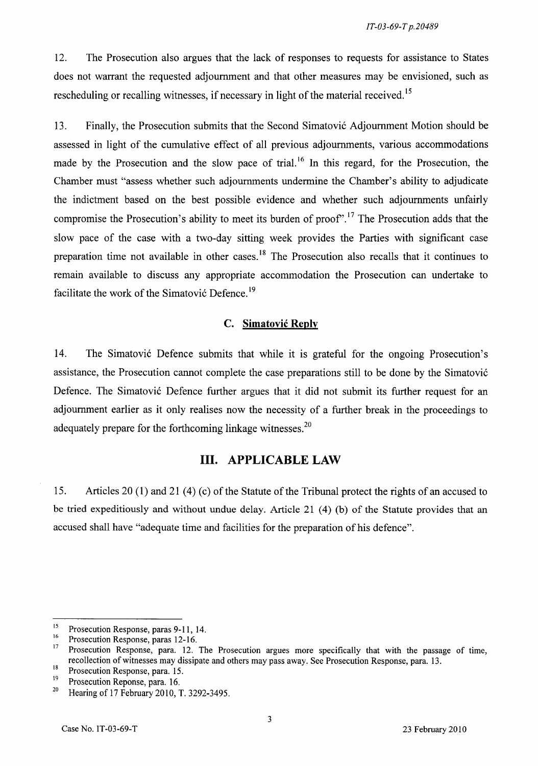12. The Prosecution also argues that the lack of responses to requests for assistance to States does not warrant the requested adjournment and that other measures may be envisioned, such as rescheduling or recalling witnesses, if necessary in light of the material received.[15]

13. Finally, the Prosecution submits that the Second Simatović Adjournment Motion should be assessed in light of the cumulative effect of all previous adjournments, various accommodations made by the Prosecution and the slow pace of trial.[16] In this regard, for the Prosecution, the Chamber must "assess whether such adjournments undermine the Chamber's ability to adjudicate the indictment based on the best possible evidence and whether such adjournments unfairly compromise the Prosecution's ability to meet its burden of proof".[17] The Prosecution adds that the slow pace of the case with a two-day sitting week provides the Parties with significant case preparation time not available in other cases.[18] The Prosecution also recalls that it continues to remain available to discuss any appropriate accommodation the Prosecution can undertake to facilitate the work of the Simatović Defence.[19]

### C. Simatović Reply

14. The Simatović Defence submits that while it is grateful for the ongoing Prosecution's assistance, the Prosecution cannot complete the case preparations still to be done by the Simatović Defence. The Simatović Defence further argues that it did not submit its further request for an adjournment earlier as it only realises now the necessity of a further break in the proceedings to adequately prepare for the forthcoming linkage witnesses.[20]

## III. APPLICABLE LAW

15. Articles 20 (1) and 21 (4) (c) of the Statute of the Tribunal protect the rights of an accused to be tried expeditiously and without undue delay. Article 21 (4) (b) of the Statute provides that an accused shall have "adequate time and facilities for the preparation of his defence".

---

[15] Prosecution Response, paras 9-11, 14.

[16] Prosecution Response, paras 12-16.

[17] Prosecution Response, para. 12. The Prosecution argues more specifically that with the passage of time, recollection of witnesses may dissipate and others may pass away. See Prosecution Response, para. 13.

[18] Prosecution Response, para. 15.

[19] Prosecution Reponse, para. 16.

[20] Hearing of 17 February 2010, T. 3292-3495.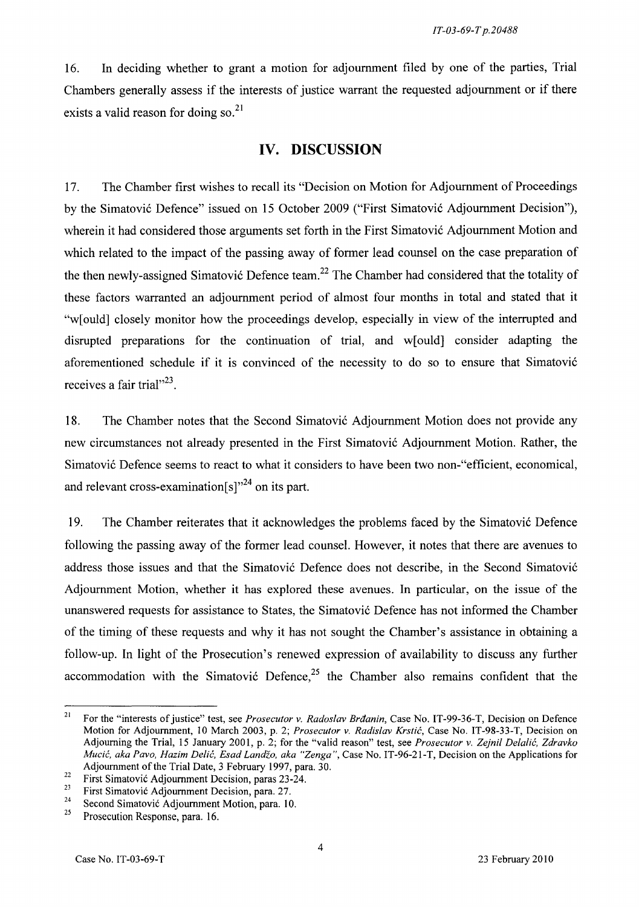16. In deciding whether to grant a motion for adjournment filed by one of the parties, Trial Chambers generally assess if the interests of justice warrant the requested adjournment or if there exists a valid reason for doing so.[21]

## IV. DISCUSSION

17. The Chamber first wishes to recall its "Decision on Motion for Adjournment of Proceedings by the Simatović Defence" issued on 15 October 2009 ("First Simatović Adjournment Decision"), wherein it had considered those arguments set forth in the First Simatović Adjournment Motion and which related to the impact of the passing away of former lead counsel on the case preparation of the then newly-assigned Simatović Defence team.[22] The Chamber had considered that the totality of these factors warranted an adjournment period of almost four months in total and stated that it "w[ould] closely monitor how the proceedings develop, especially in view of the interrupted and disrupted preparations for the continuation of trial, and w[ould] consider adapting the aforementioned schedule if it is convinced of the necessity to do so to ensure that Simatović receives a fair trial"[23].

18. The Chamber notes that the Second Simatović Adjournment Motion does not provide any new circumstances not already presented in the First Simatović Adjournment Motion. Rather, the Simatović Defence seems to react to what it considers to have been two non-"efficient, economical, and relevant cross-examination[s]"[24] on its part.

19. The Chamber reiterates that it acknowledges the problems faced by the Simatović Defence following the passing away of the former lead counsel. However, it notes that there are avenues to address those issues and that the Simatović Defence does not describe, in the Second Simatović Adjournment Motion, whether it has explored these avenues. In particular, on the issue of the unanswered requests for assistance to States, the Simatović Defence has not informed the Chamber of the timing of these requests and why it has not sought the Chamber's assistance in obtaining a follow-up. In light of the Prosecution's renewed expression of availability to discuss any further accommodation with the Simatović Defence,[25] the Chamber also remains confident that the

---

[21] For the "interests of justice" test, see *Prosecutor v. Radoslav Brđanin*, Case No. IT-99-36-T, Decision on Defence Motion for Adjournment, 10 March 2003, p. 2; *Prosecutor v. Radislav Krstić*, Case No. IT-98-33-T, Decision on Adjourning the Trial, 15 January 2001, p. 2; for the "valid reason" test, see *Prosecutor v. Zejnil Delalić, Zdravko Mucić, aka Pavo, Hazim Delić, Esad Landžo, aka "Zenga"*, Case No. IT-96-21-T, Decision on the Applications for Adjournment of the Trial Date, 3 February 1997, para. 30.

[22] First Simatović Adjournment Decision, paras 23-24.

[23] First Simatović Adjournment Decision, para. 27.

[24] Second Simatović Adjournment Motion, para. 10.

[25] Prosecution Response, para. 16.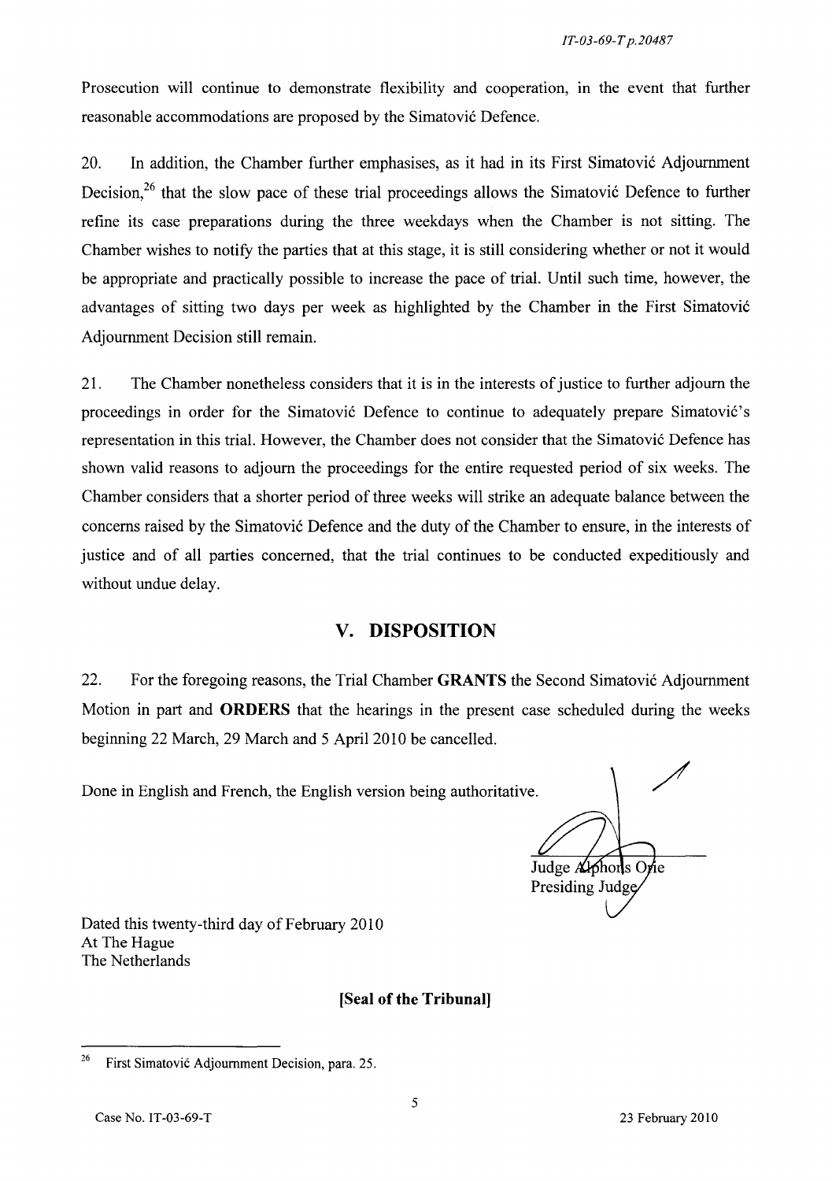Prosecution will continue to demonstrate flexibility and cooperation, in the event that further reasonable accommodations are proposed by the Simatović Defence.

20. In addition, the Chamber further emphasises, as it had in its First Simatović Adjournment Decision,[26] that the slow pace of these trial proceedings allows the Simatović Defence to further refine its case preparations during the three weekdays when the Chamber is not sitting. The Chamber wishes to notify the parties that at this stage, it is still considering whether or not it would be appropriate and practically possible to increase the pace of trial. Until such time, however, the advantages of sitting two days per week as highlighted by the Chamber in the First Simatović Adjournment Decision still remain.

21. The Chamber nonetheless considers that it is in the interests of justice to further adjourn the proceedings in order for the Simatović Defence to continue to adequately prepare Simatović's representation in this trial. However, the Chamber does not consider that the Simatović Defence has shown valid reasons to adjourn the proceedings for the entire requested period of six weeks. The Chamber considers that a shorter period of three weeks will strike an adequate balance between the concerns raised by the Simatović Defence and the duty of the Chamber to ensure, in the interests of justice and of all parties concerned, that the trial continues to be conducted expeditiously and without undue delay.

## V. DISPOSITION

22. For the foregoing reasons, the Trial Chamber **GRANTS** the Second Simatović Adjournment Motion in part and **ORDERS** that the hearings in the present case scheduled during the weeks beginning 22 March, 29 March and 5 April 2010 be cancelled.

Done in English and French, the English version being authoritative.

Judge Alphons Orie
Presiding Judge

Dated this twenty-third day of February 2010
At The Hague
The Netherlands

**[Seal of the Tribunal]**

---

[26] First Simatović Adjournment Decision, para. 25.